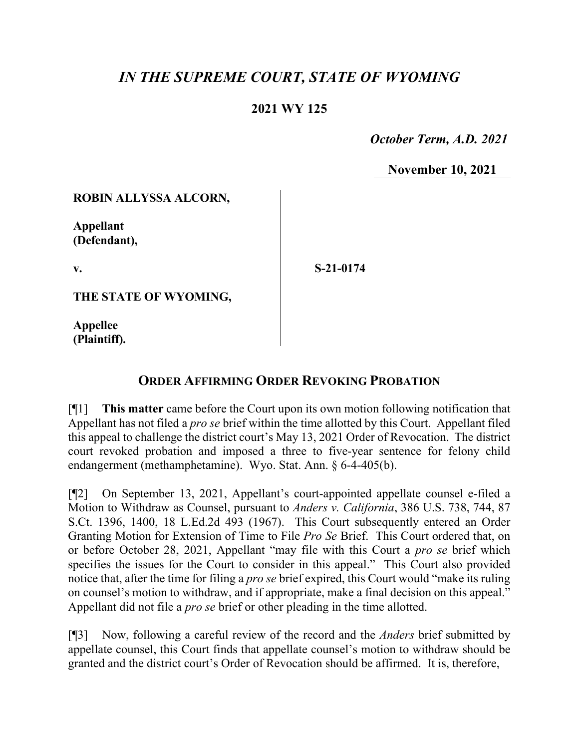# *IN THE SUPREME COURT, STATE OF WYOMING*

**2021 WY 125**

*October Term, A.D. 2021*

**November 10, 2021**

| | |
|---|---|
| **ROBIN ALLYSSA ALCORN,**<br><br>**Appellant (Defendant),**<br><br>**v.**<br><br>**THE STATE OF WYOMING,**<br><br>**Appellee (Plaintiff).** | **S-21-0174** |

## ORDER AFFIRMING ORDER REVOKING PROBATION

[¶1] **This matter** came before the Court upon its own motion following notification that Appellant has not filed a *pro se* brief within the time allotted by this Court. Appellant filed this appeal to challenge the district court's May 13, 2021 Order of Revocation. The district court revoked probation and imposed a three to five-year sentence for felony child endangerment (methamphetamine). Wyo. Stat. Ann. § 6-4-405(b).

[¶2] On September 13, 2021, Appellant's court-appointed appellate counsel e-filed a Motion to Withdraw as Counsel, pursuant to *Anders v. California*, 386 U.S. 738, 744, 87 S.Ct. 1396, 1400, 18 L.Ed.2d 493 (1967). This Court subsequently entered an Order Granting Motion for Extension of Time to File *Pro Se* Brief. This Court ordered that, on or before October 28, 2021, Appellant "may file with this Court a *pro se* brief which specifies the issues for the Court to consider in this appeal." This Court also provided notice that, after the time for filing a *pro se* brief expired, this Court would "make its ruling on counsel's motion to withdraw, and if appropriate, make a final decision on this appeal." Appellant did not file a *pro se* brief or other pleading in the time allotted.

[¶3] Now, following a careful review of the record and the *Anders* brief submitted by appellate counsel, this Court finds that appellate counsel's motion to withdraw should be granted and the district court's Order of Revocation should be affirmed. It is, therefore,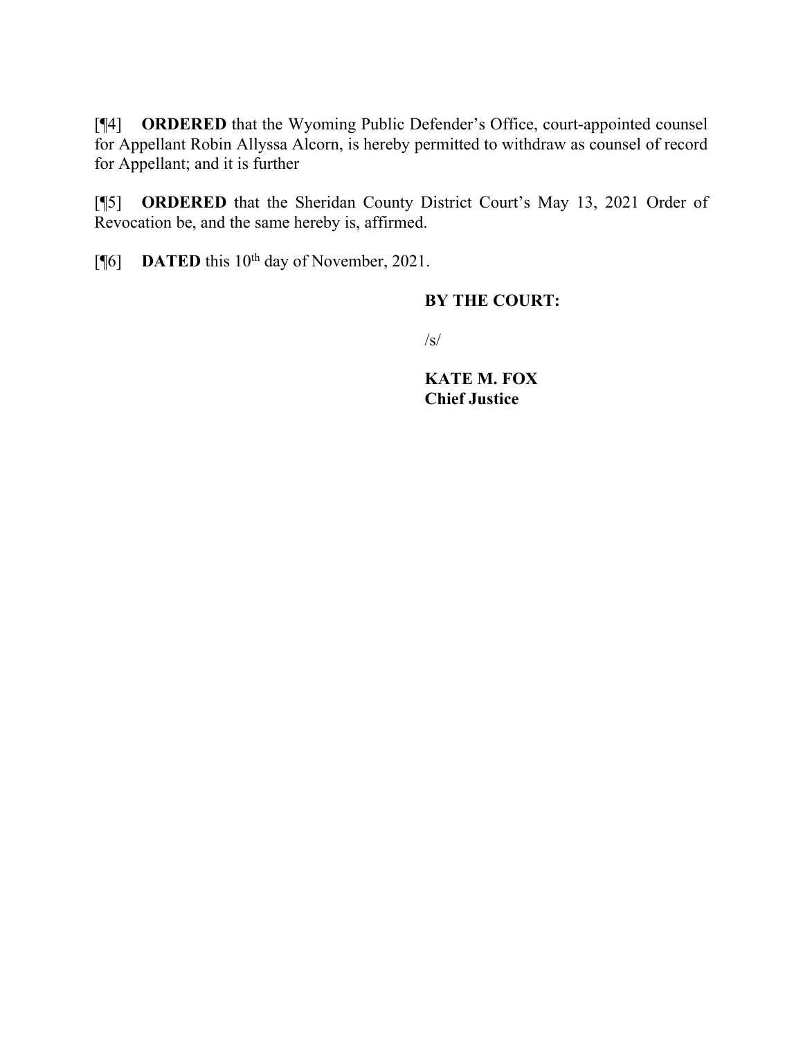[¶4] **ORDERED** that the Wyoming Public Defender's Office, court-appointed counsel for Appellant Robin Allyssa Alcorn, is hereby permitted to withdraw as counsel of record for Appellant; and it is further

[¶5] **ORDERED** that the Sheridan County District Court's May 13, 2021 Order of Revocation be, and the same hereby is, affirmed.

[¶6] **DATED** this 10th day of November, 2021.

**BY THE COURT:**

/s/

**KATE M. FOX**
**Chief Justice**